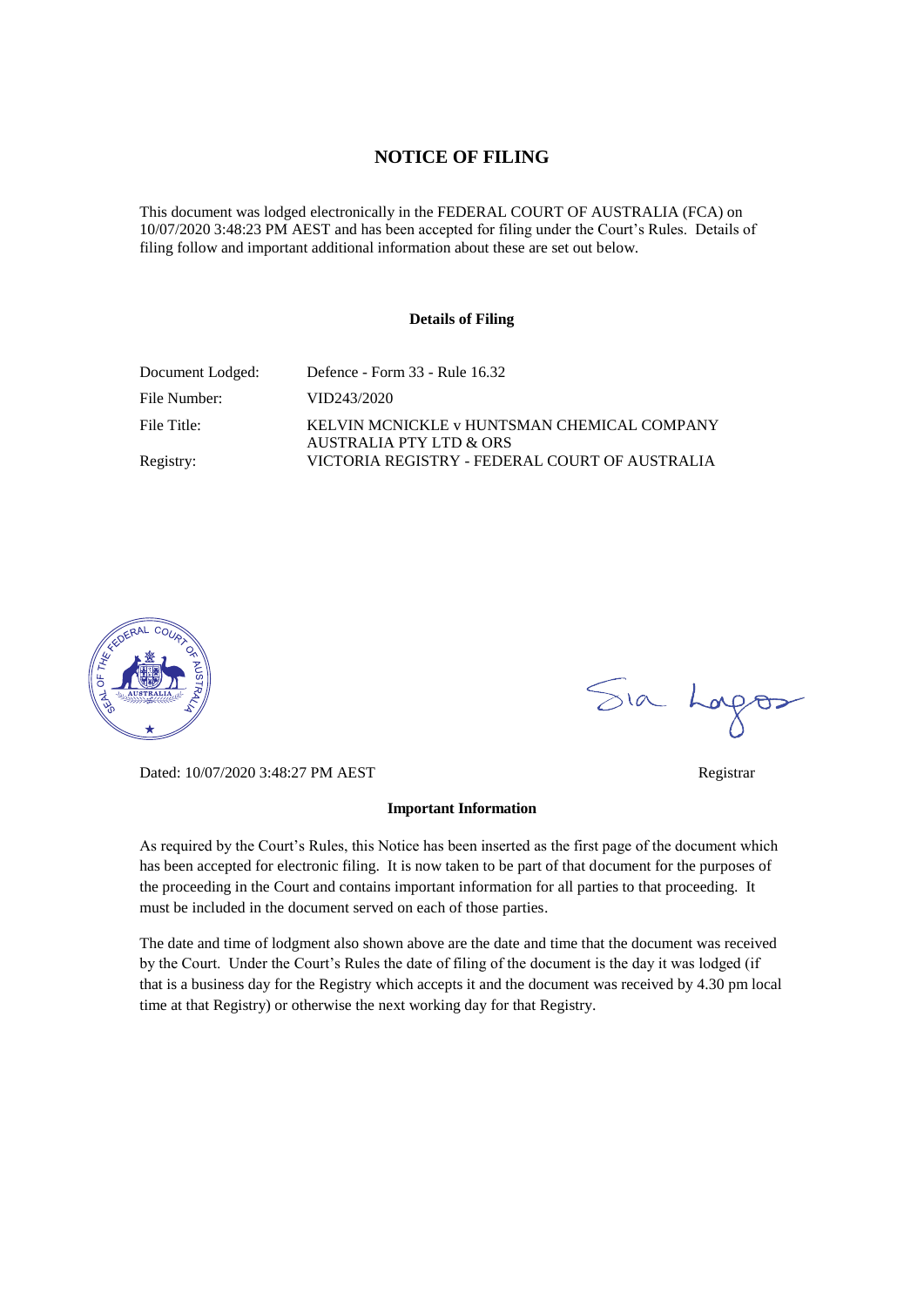# NOTICE OF FILING

This document was lodged electronically in the FEDERAL COURT OF AUSTRALIA (FCA) on 10/07/2020 3:48:23 PM AEST and has been accepted for filing under the Court's Rules. Details of filing follow and important additional information about these are set out below.

#### Details of Filing

| | |
|---|---|
| Document Lodged: | Defence - Form 33 - Rule 16.32 |
| File Number: | VID243/2020 |
| File Title: | KELVIN MCNICKLE v HUNTSMAN CHEMICAL COMPANY AUSTRALIA PTY LTD & ORS |
| Registry: | VICTORIA REGISTRY - FEDERAL COURT OF AUSTRALIA |

Sia Lagos

Dated: 10/07/2020 3:48:27 PM AEST

Registrar

#### Important Information

As required by the Court's Rules, this Notice has been inserted as the first page of the document which has been accepted for electronic filing. It is now taken to be part of that document for the purposes of the proceeding in the Court and contains important information for all parties to that proceeding. It must be included in the document served on each of those parties.

The date and time of lodgment also shown above are the date and time that the document was received by the Court. Under the Court's Rules the date of filing of the document is the day it was lodged (if that is a business day for the Registry which accepts it and the document was received by 4.30 pm local time at that Registry) or otherwise the next working day for that Registry.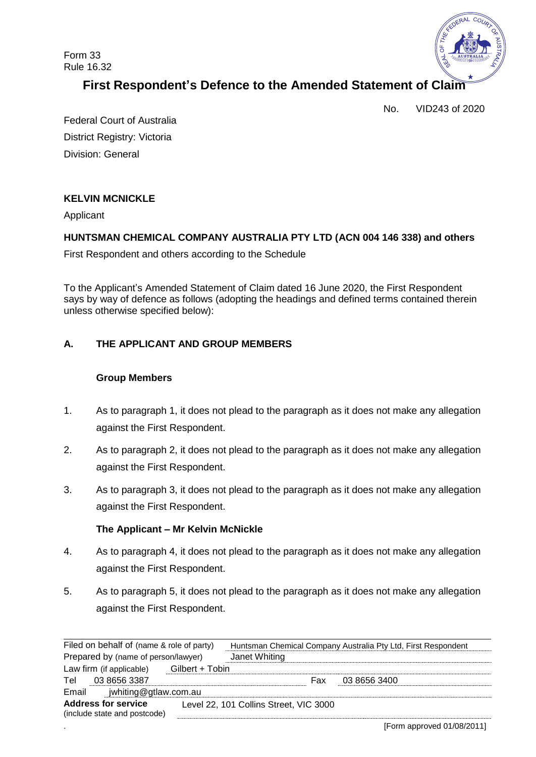Form 33
Rule 16.32

# First Respondent's Defence to the Amended Statement of Claim

No. VID243 of 2020

Federal Court of Australia
District Registry: Victoria
Division: General

**KELVIN MCNICKLE**

Applicant

**HUNTSMAN CHEMICAL COMPANY AUSTRALIA PTY LTD (ACN 004 146 338) and others**

First Respondent and others according to the Schedule

To the Applicant's Amended Statement of Claim dated 16 June 2020, the First Respondent says by way of defence as follows (adopting the headings and defined terms contained therein unless otherwise specified below):

## A. THE APPLICANT AND GROUP MEMBERS

### Group Members

1. As to paragraph 1, it does not plead to the paragraph as it does not make any allegation against the First Respondent.

2. As to paragraph 2, it does not plead to the paragraph as it does not make any allegation against the First Respondent.

3. As to paragraph 3, it does not plead to the paragraph as it does not make any allegation against the First Respondent.

### The Applicant – Mr Kelvin McNickle

4. As to paragraph 4, it does not plead to the paragraph as it does not make any allegation against the First Respondent.

5. As to paragraph 5, it does not plead to the paragraph as it does not make any allegation against the First Respondent.

| | |
|---|---|
| Filed on behalf of (name & role of party) | Huntsman Chemical Company Australia Pty Ltd, First Respondent |
| Prepared by (name of person/lawyer) | Janet Whiting |
| Law firm (if applicable) | Gilbert + Tobin |
| Tel 03 8656 3387 | Fax 03 8656 3400 |
| Email | jwhiting@gtlaw.com.au |
| **Address for service** (include state and postcode) | Level 22, 101 Collins Street, VIC 3000 |

[Form approved 01/08/2011]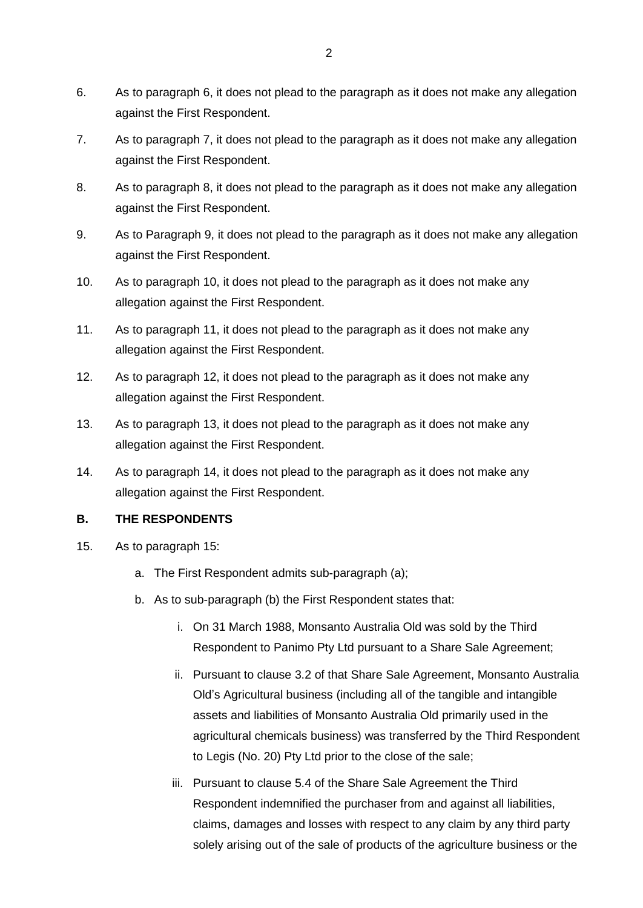6. As to paragraph 6, it does not plead to the paragraph as it does not make any allegation against the First Respondent.

7. As to paragraph 7, it does not plead to the paragraph as it does not make any allegation against the First Respondent.

8. As to paragraph 8, it does not plead to the paragraph as it does not make any allegation against the First Respondent.

9. As to Paragraph 9, it does not plead to the paragraph as it does not make any allegation against the First Respondent.

10. As to paragraph 10, it does not plead to the paragraph as it does not make any allegation against the First Respondent.

11. As to paragraph 11, it does not plead to the paragraph as it does not make any allegation against the First Respondent.

12. As to paragraph 12, it does not plead to the paragraph as it does not make any allegation against the First Respondent.

13. As to paragraph 13, it does not plead to the paragraph as it does not make any allegation against the First Respondent.

14. As to paragraph 14, it does not plead to the paragraph as it does not make any allegation against the First Respondent.

## B. THE RESPONDENTS

15. As to paragraph 15:

    a. The First Respondent admits sub-paragraph (a);

    b. As to sub-paragraph (b) the First Respondent states that:

        i. On 31 March 1988, Monsanto Australia Old was sold by the Third Respondent to Panimo Pty Ltd pursuant to a Share Sale Agreement;

        ii. Pursuant to clause 3.2 of that Share Sale Agreement, Monsanto Australia Old's Agricultural business (including all of the tangible and intangible assets and liabilities of Monsanto Australia Old primarily used in the agricultural chemicals business) was transferred by the Third Respondent to Legis (No. 20) Pty Ltd prior to the close of the sale;

        iii. Pursuant to clause 5.4 of the Share Sale Agreement the Third Respondent indemnified the purchaser from and against all liabilities, claims, damages and losses with respect to any claim by any third party solely arising out of the sale of products of the agriculture business or the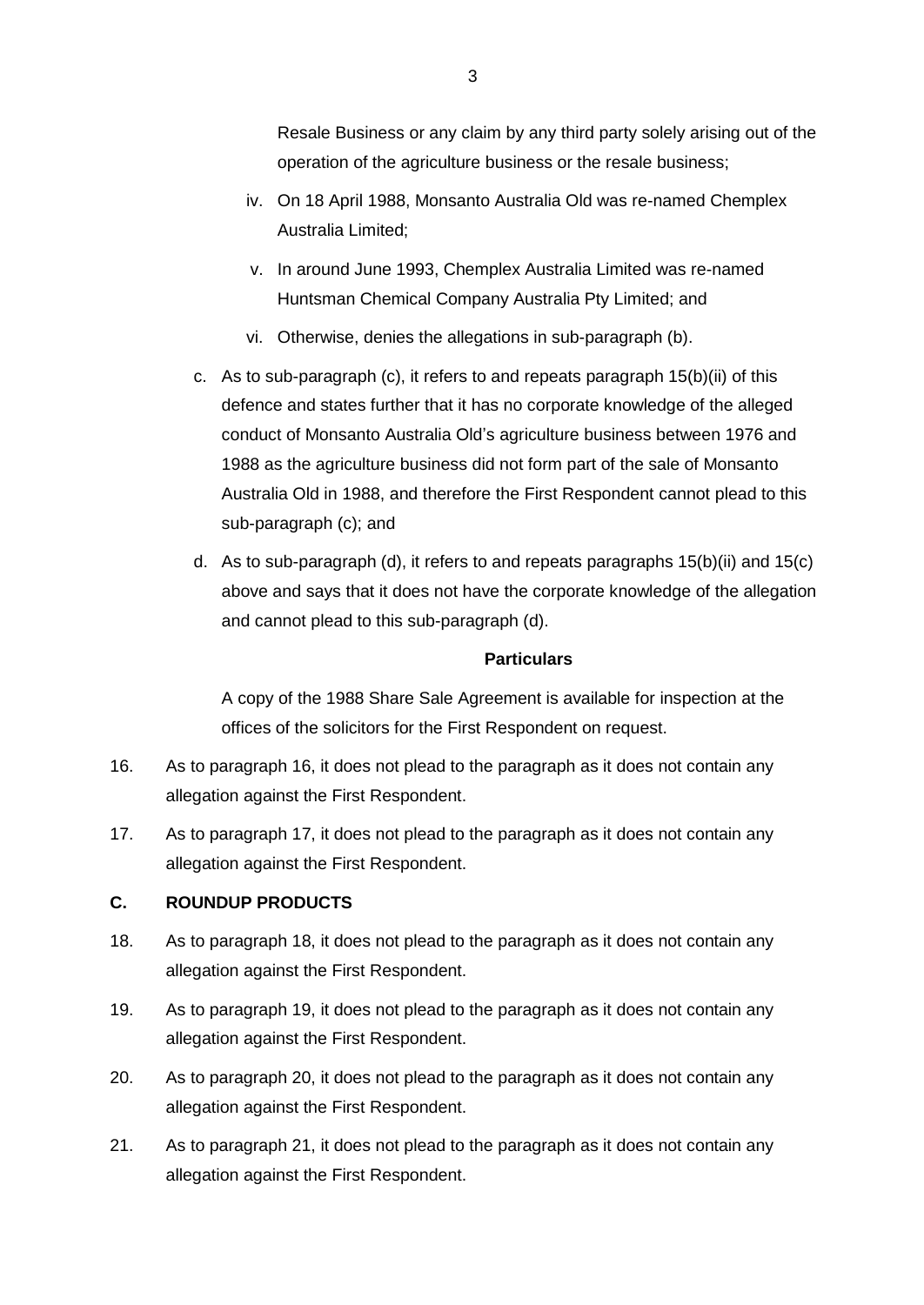Resale Business or any claim by any third party solely arising out of the operation of the agriculture business or the resale business;

iv. On 18 April 1988, Monsanto Australia Old was re-named Chemplex Australia Limited;

v. In around June 1993, Chemplex Australia Limited was re-named Huntsman Chemical Company Australia Pty Limited; and

vi. Otherwise, denies the allegations in sub-paragraph (b).

c. As to sub-paragraph (c), it refers to and repeats paragraph 15(b)(ii) of this defence and states further that it has no corporate knowledge of the alleged conduct of Monsanto Australia Old's agriculture business between 1976 and 1988 as the agriculture business did not form part of the sale of Monsanto Australia Old in 1988, and therefore the First Respondent cannot plead to this sub-paragraph (c); and

d. As to sub-paragraph (d), it refers to and repeats paragraphs 15(b)(ii) and 15(c) above and says that it does not have the corporate knowledge of the allegation and cannot plead to this sub-paragraph (d).

**Particulars**

A copy of the 1988 Share Sale Agreement is available for inspection at the offices of the solicitors for the First Respondent on request.

16. As to paragraph 16, it does not plead to the paragraph as it does not contain any allegation against the First Respondent.

17. As to paragraph 17, it does not plead to the paragraph as it does not contain any allegation against the First Respondent.

## C. ROUNDUP PRODUCTS

18. As to paragraph 18, it does not plead to the paragraph as it does not contain any allegation against the First Respondent.

19. As to paragraph 19, it does not plead to the paragraph as it does not contain any allegation against the First Respondent.

20. As to paragraph 20, it does not plead to the paragraph as it does not contain any allegation against the First Respondent.

21. As to paragraph 21, it does not plead to the paragraph as it does not contain any allegation against the First Respondent.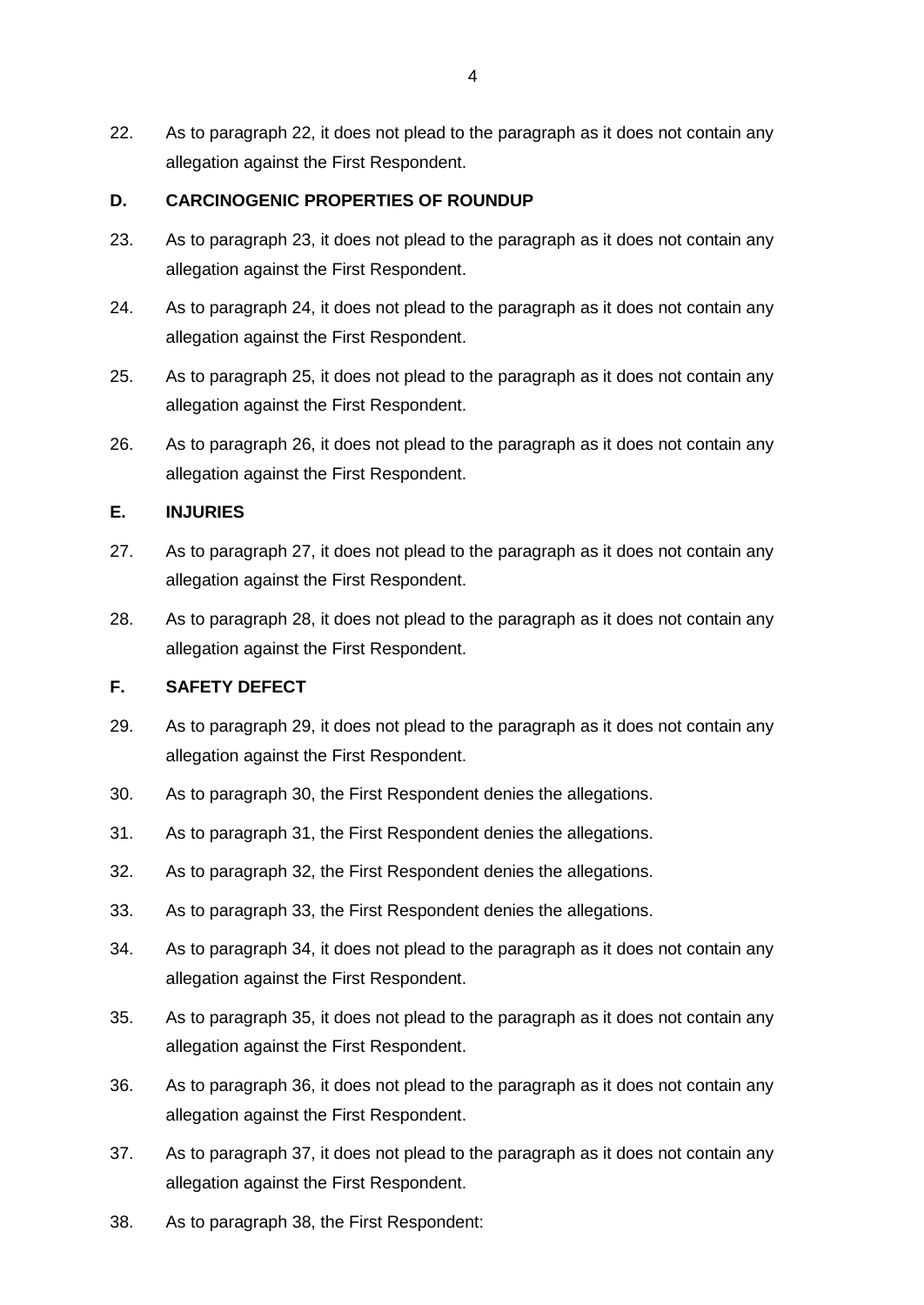22. As to paragraph 22, it does not plead to the paragraph as it does not contain any allegation against the First Respondent.

**D. CARCINOGENIC PROPERTIES OF ROUNDUP**

23. As to paragraph 23, it does not plead to the paragraph as it does not contain any allegation against the First Respondent.

24. As to paragraph 24, it does not plead to the paragraph as it does not contain any allegation against the First Respondent.

25. As to paragraph 25, it does not plead to the paragraph as it does not contain any allegation against the First Respondent.

26. As to paragraph 26, it does not plead to the paragraph as it does not contain any allegation against the First Respondent.

**E. INJURIES**

27. As to paragraph 27, it does not plead to the paragraph as it does not contain any allegation against the First Respondent.

28. As to paragraph 28, it does not plead to the paragraph as it does not contain any allegation against the First Respondent.

**F. SAFETY DEFECT**

29. As to paragraph 29, it does not plead to the paragraph as it does not contain any allegation against the First Respondent.

30. As to paragraph 30, the First Respondent denies the allegations.

31. As to paragraph 31, the First Respondent denies the allegations.

32. As to paragraph 32, the First Respondent denies the allegations.

33. As to paragraph 33, the First Respondent denies the allegations.

34. As to paragraph 34, it does not plead to the paragraph as it does not contain any allegation against the First Respondent.

35. As to paragraph 35, it does not plead to the paragraph as it does not contain any allegation against the First Respondent.

36. As to paragraph 36, it does not plead to the paragraph as it does not contain any allegation against the First Respondent.

37. As to paragraph 37, it does not plead to the paragraph as it does not contain any allegation against the First Respondent.

38. As to paragraph 38, the First Respondent: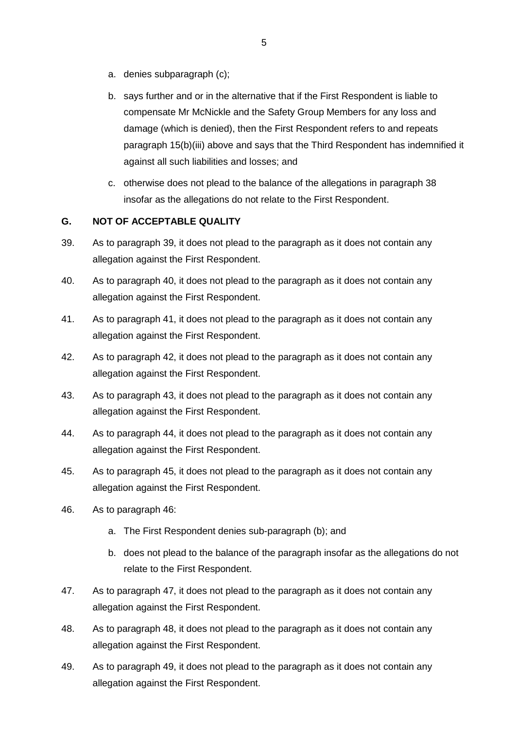a. denies subparagraph (c);

b. says further and or in the alternative that if the First Respondent is liable to compensate Mr McNickle and the Safety Group Members for any loss and damage (which is denied), then the First Respondent refers to and repeats paragraph 15(b)(iii) above and says that the Third Respondent has indemnified it against all such liabilities and losses; and

c. otherwise does not plead to the balance of the allegations in paragraph 38 insofar as the allegations do not relate to the First Respondent.

## G. NOT OF ACCEPTABLE QUALITY

39. As to paragraph 39, it does not plead to the paragraph as it does not contain any allegation against the First Respondent.

40. As to paragraph 40, it does not plead to the paragraph as it does not contain any allegation against the First Respondent.

41. As to paragraph 41, it does not plead to the paragraph as it does not contain any allegation against the First Respondent.

42. As to paragraph 42, it does not plead to the paragraph as it does not contain any allegation against the First Respondent.

43. As to paragraph 43, it does not plead to the paragraph as it does not contain any allegation against the First Respondent.

44. As to paragraph 44, it does not plead to the paragraph as it does not contain any allegation against the First Respondent.

45. As to paragraph 45, it does not plead to the paragraph as it does not contain any allegation against the First Respondent.

46. As to paragraph 46:

    a. The First Respondent denies sub-paragraph (b); and

    b. does not plead to the balance of the paragraph insofar as the allegations do not relate to the First Respondent.

47. As to paragraph 47, it does not plead to the paragraph as it does not contain any allegation against the First Respondent.

48. As to paragraph 48, it does not plead to the paragraph as it does not contain any allegation against the First Respondent.

49. As to paragraph 49, it does not plead to the paragraph as it does not contain any allegation against the First Respondent.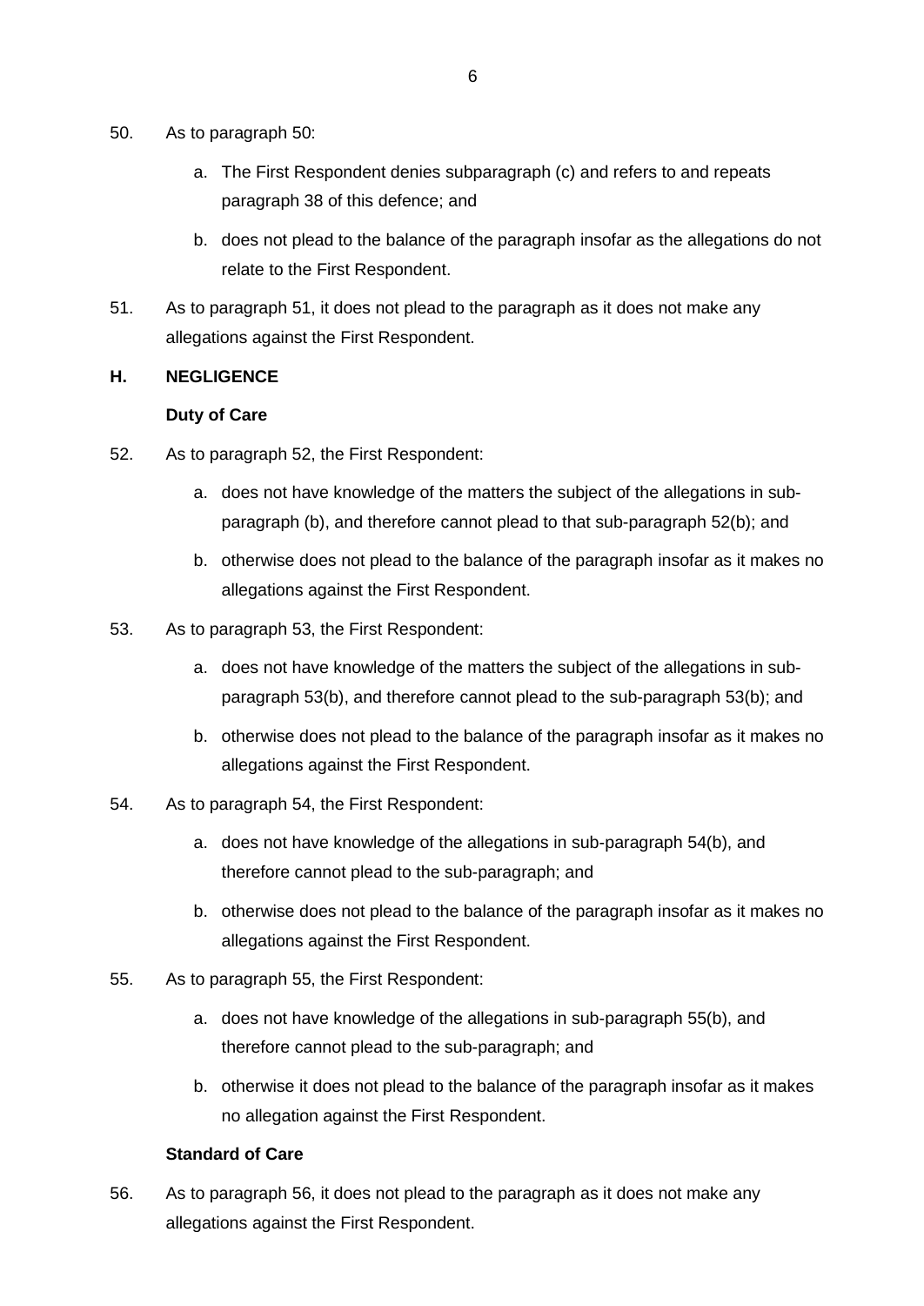50. As to paragraph 50:

    a. The First Respondent denies subparagraph (c) and refers to and repeats paragraph 38 of this defence; and

    b. does not plead to the balance of the paragraph insofar as the allegations do not relate to the First Respondent.

51. As to paragraph 51, it does not plead to the paragraph as it does not make any allegations against the First Respondent.

## H. NEGLIGENCE

### Duty of Care

52. As to paragraph 52, the First Respondent:

    a. does not have knowledge of the matters the subject of the allegations in sub-paragraph (b), and therefore cannot plead to that sub-paragraph 52(b); and

    b. otherwise does not plead to the balance of the paragraph insofar as it makes no allegations against the First Respondent.

53. As to paragraph 53, the First Respondent:

    a. does not have knowledge of the matters the subject of the allegations in sub-paragraph 53(b), and therefore cannot plead to the sub-paragraph 53(b); and

    b. otherwise does not plead to the balance of the paragraph insofar as it makes no allegations against the First Respondent.

54. As to paragraph 54, the First Respondent:

    a. does not have knowledge of the allegations in sub-paragraph 54(b), and therefore cannot plead to the sub-paragraph; and

    b. otherwise does not plead to the balance of the paragraph insofar as it makes no allegations against the First Respondent.

55. As to paragraph 55, the First Respondent:

    a. does not have knowledge of the allegations in sub-paragraph 55(b), and therefore cannot plead to the sub-paragraph; and

    b. otherwise it does not plead to the balance of the paragraph insofar as it makes no allegation against the First Respondent.

### Standard of Care

56. As to paragraph 56, it does not plead to the paragraph as it does not make any allegations against the First Respondent.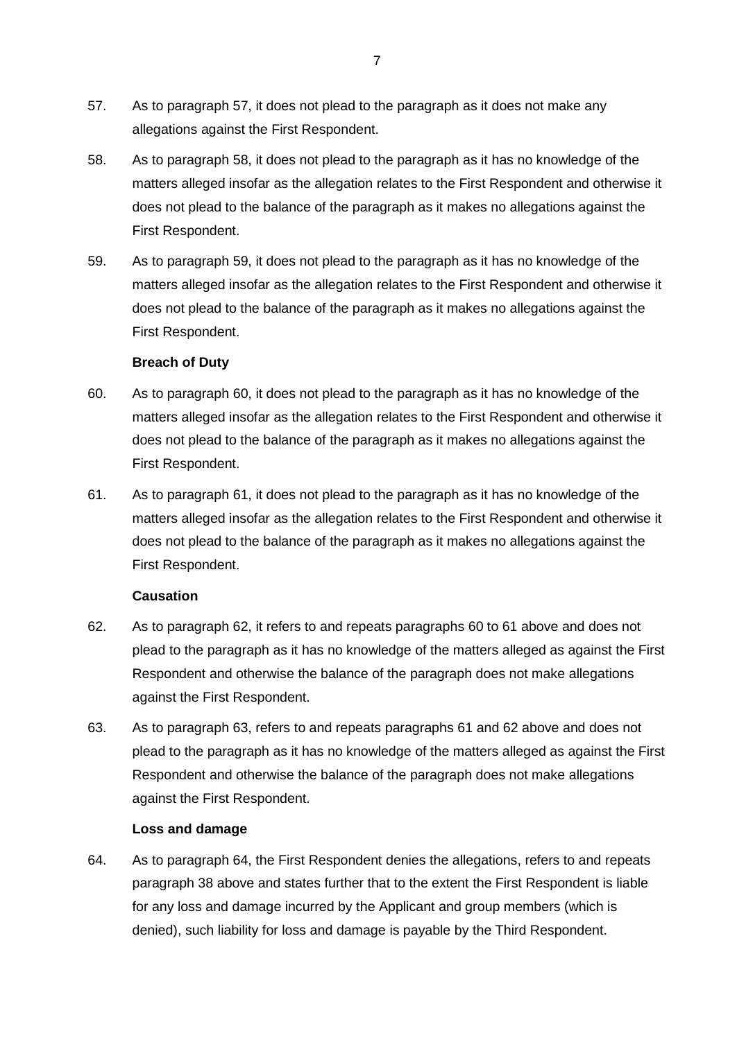57. As to paragraph 57, it does not plead to the paragraph as it does not make any allegations against the First Respondent.

58. As to paragraph 58, it does not plead to the paragraph as it has no knowledge of the matters alleged insofar as the allegation relates to the First Respondent and otherwise it does not plead to the balance of the paragraph as it makes no allegations against the First Respondent.

59. As to paragraph 59, it does not plead to the paragraph as it has no knowledge of the matters alleged insofar as the allegation relates to the First Respondent and otherwise it does not plead to the balance of the paragraph as it makes no allegations against the First Respondent.

**Breach of Duty**

60. As to paragraph 60, it does not plead to the paragraph as it has no knowledge of the matters alleged insofar as the allegation relates to the First Respondent and otherwise it does not plead to the balance of the paragraph as it makes no allegations against the First Respondent.

61. As to paragraph 61, it does not plead to the paragraph as it has no knowledge of the matters alleged insofar as the allegation relates to the First Respondent and otherwise it does not plead to the balance of the paragraph as it makes no allegations against the First Respondent.

**Causation**

62. As to paragraph 62, it refers to and repeats paragraphs 60 to 61 above and does not plead to the paragraph as it has no knowledge of the matters alleged as against the First Respondent and otherwise the balance of the paragraph does not make allegations against the First Respondent.

63. As to paragraph 63, refers to and repeats paragraphs 61 and 62 above and does not plead to the paragraph as it has no knowledge of the matters alleged as against the First Respondent and otherwise the balance of the paragraph does not make allegations against the First Respondent.

**Loss and damage**

64. As to paragraph 64, the First Respondent denies the allegations, refers to and repeats paragraph 38 above and states further that to the extent the First Respondent is liable for any loss and damage incurred by the Applicant and group members (which is denied), such liability for loss and damage is payable by the Third Respondent.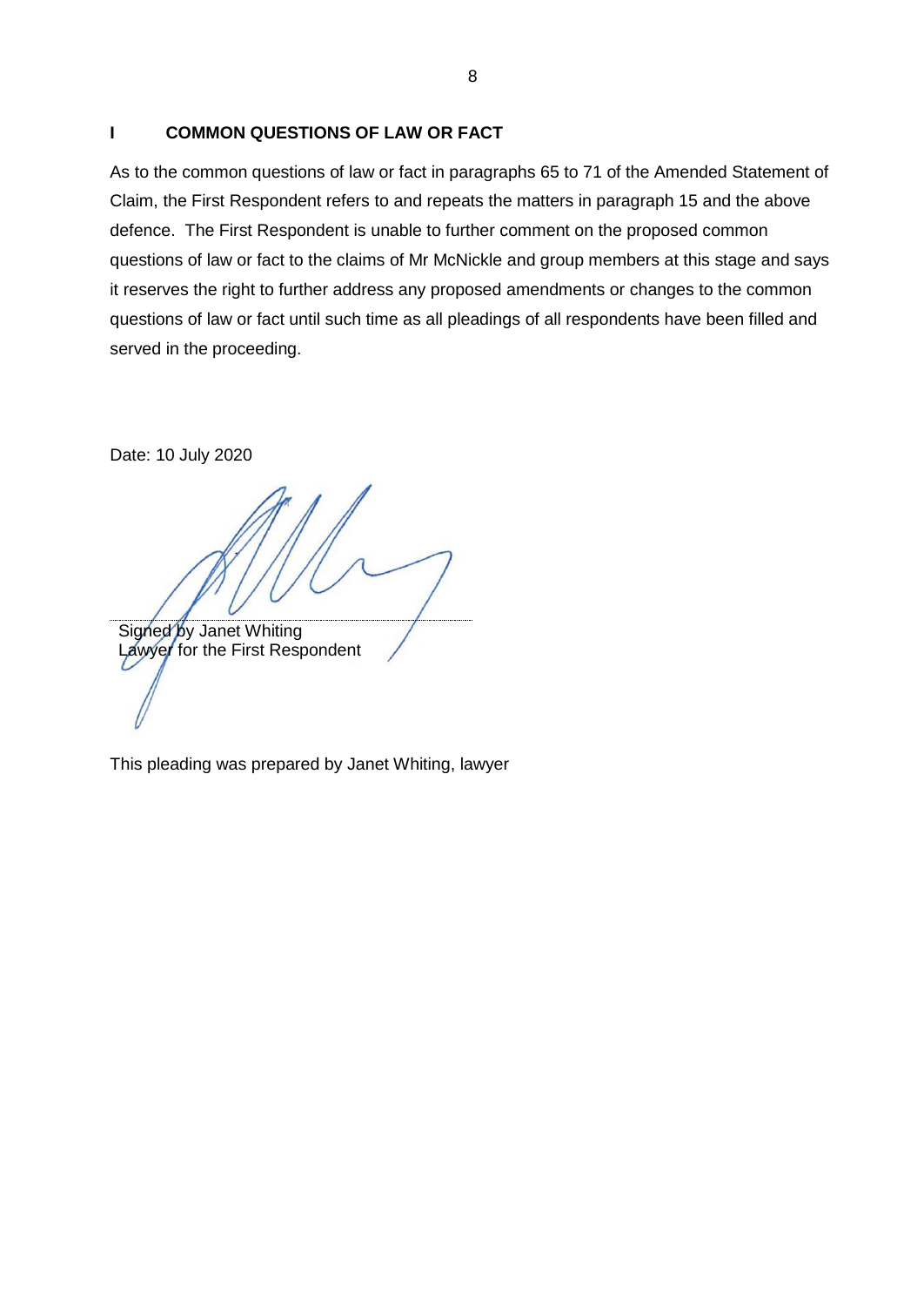## I COMMON QUESTIONS OF LAW OR FACT

As to the common questions of law or fact in paragraphs 65 to 71 of the Amended Statement of Claim, the First Respondent refers to and repeats the matters in paragraph 15 and the above defence. The First Respondent is unable to further comment on the proposed common questions of law or fact to the claims of Mr McNickle and group members at this stage and says it reserves the right to further address any proposed amendments or changes to the common questions of law or fact until such time as all pleadings of all respondents have been filled and served in the proceeding.

Date: 10 July 2020

Signed by Janet Whiting
Lawyer for the First Respondent

This pleading was prepared by Janet Whiting, lawyer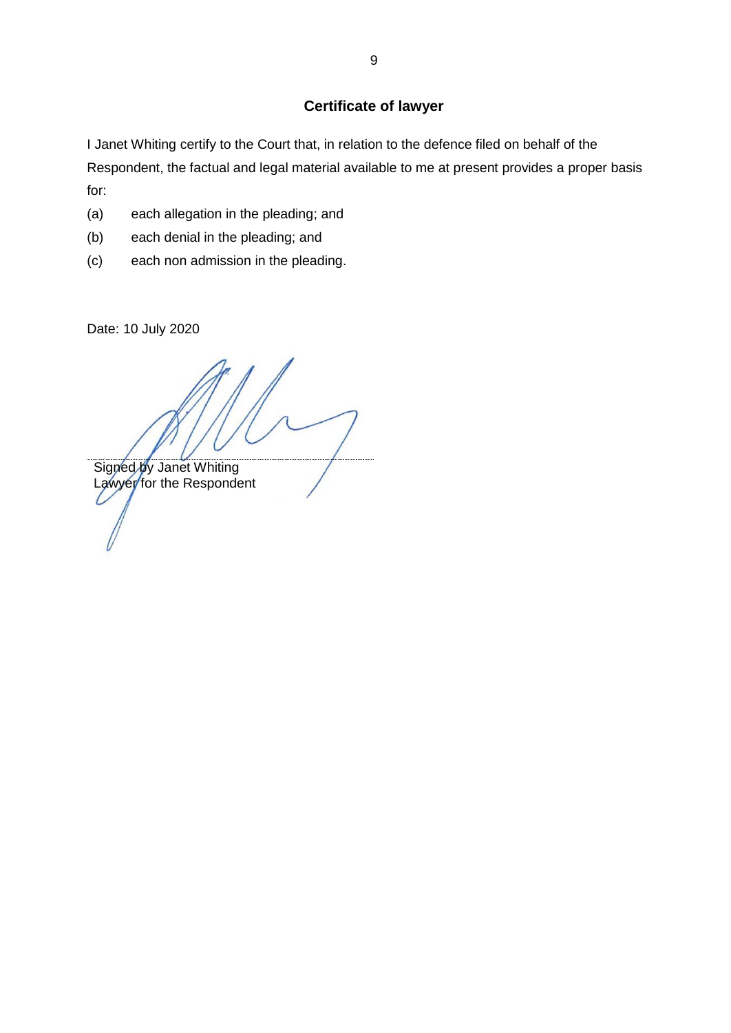## Certificate of lawyer

I Janet Whiting certify to the Court that, in relation to the defence filed on behalf of the Respondent, the factual and legal material available to me at present provides a proper basis for:

(a) each allegation in the pleading; and

(b) each denial in the pleading; and

(c) each non admission in the pleading.

Date: 10 July 2020

Signed by Janet Whiting
Lawyer for the Respondent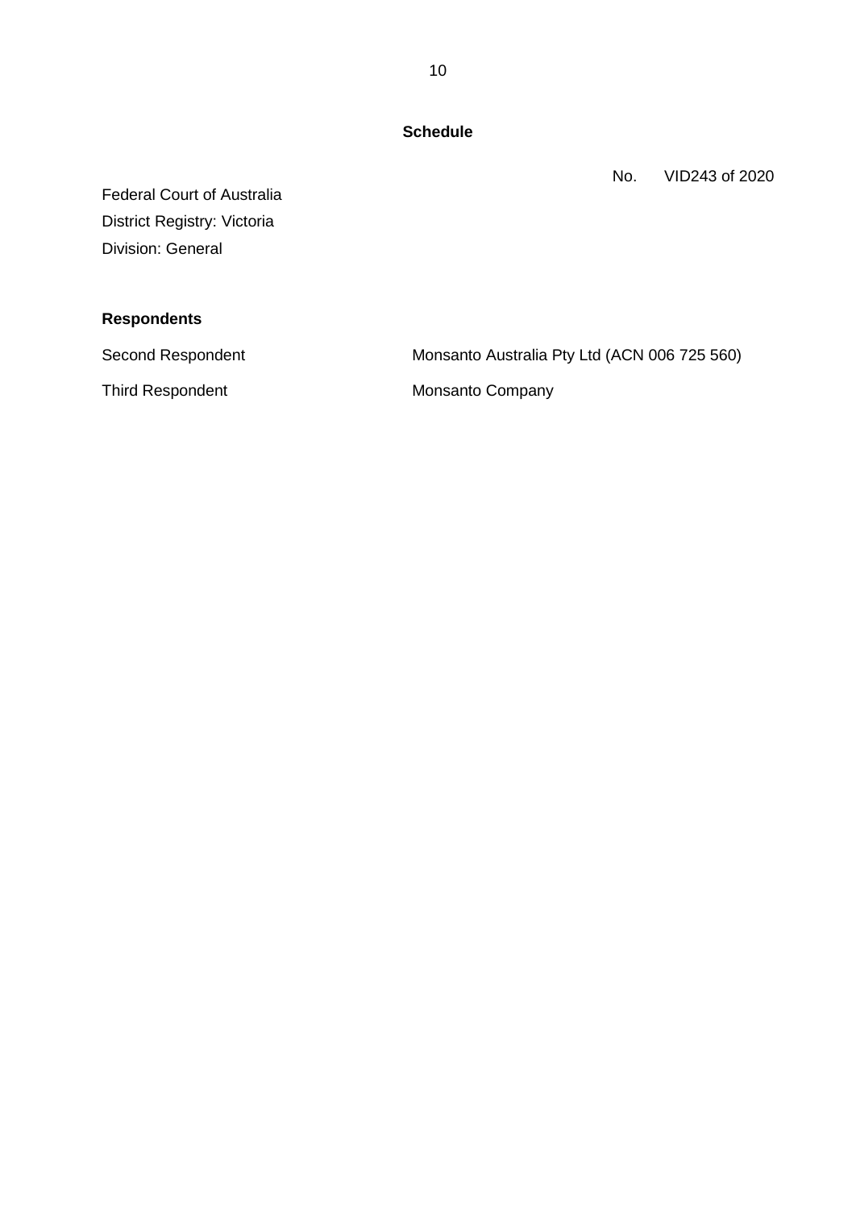**Schedule**

No. VID243 of 2020

Federal Court of Australia
District Registry: Victoria
Division: General

**Respondents**

| | |
|---|---|
| Second Respondent | Monsanto Australia Pty Ltd (ACN 006 725 560) |
| Third Respondent | Monsanto Company |